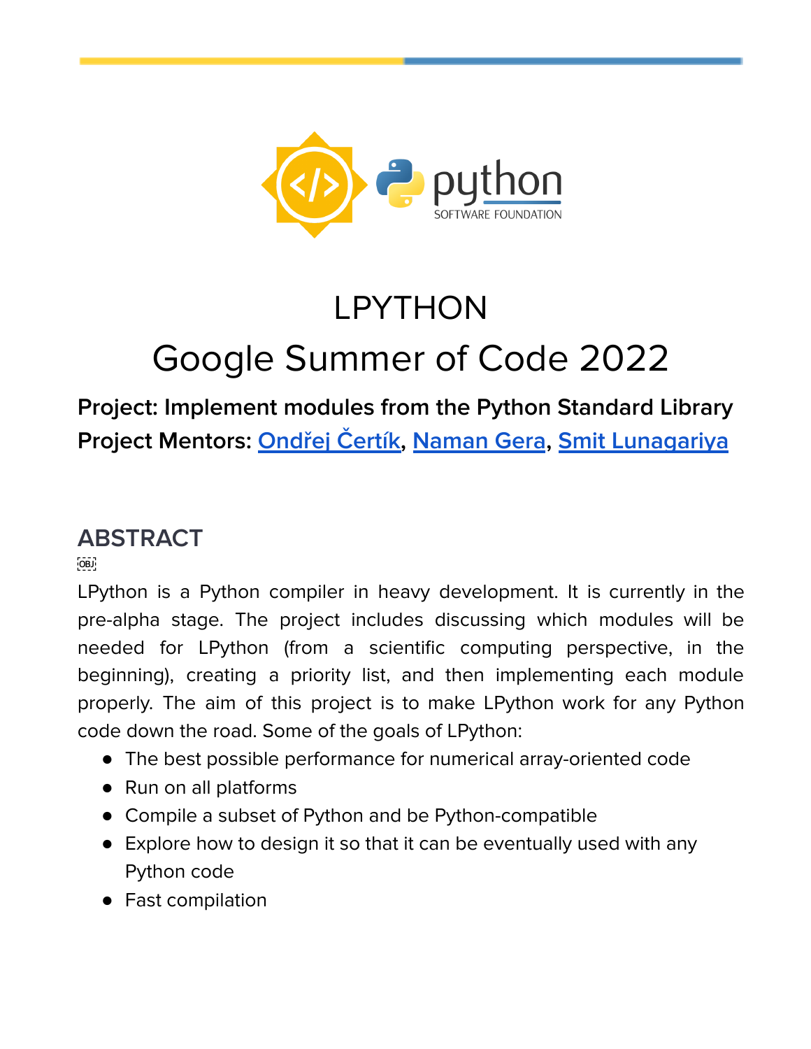# LPYTHON

# Google Summer of Code 2022

**Project: Implement modules from the Python Standard Library**

**Project Mentors: Ondřej Čertík, Naman Gera, Smit Lunagariya**

## ABSTRACT

LPython is a Python compiler in heavy development. It is currently in the pre-alpha stage. The project includes discussing which modules will be needed for LPython (from a scientific computing perspective, in the beginning), creating a priority list, and then implementing each module properly. The aim of this project is to make LPython work for any Python code down the road. Some of the goals of LPython:

- The best possible performance for numerical array-oriented code
- Run on all platforms
- Compile a subset of Python and be Python-compatible
- Explore how to design it so that it can be eventually used with any Python code
- Fast compilation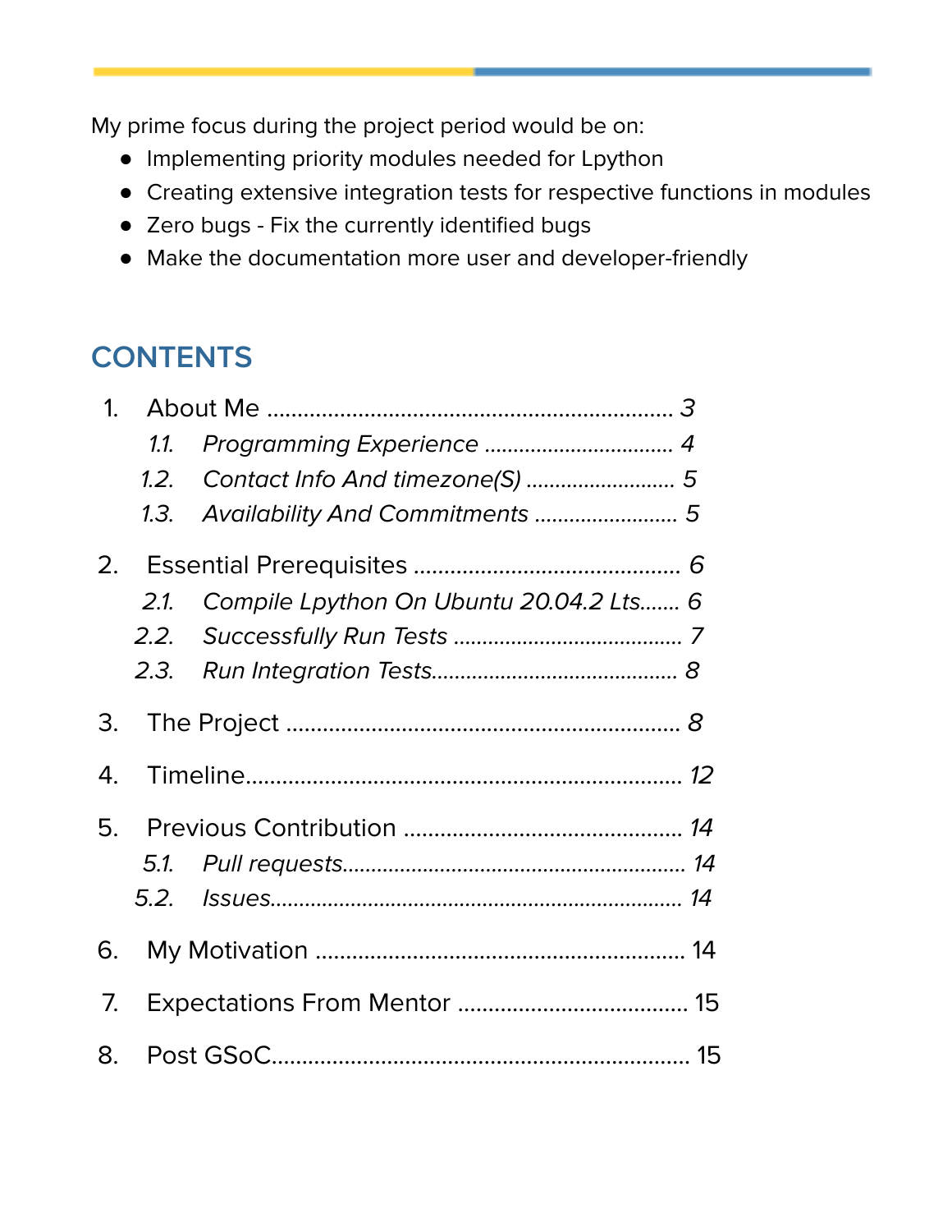My prime focus during the project period would be on:

- Implementing priority modules needed for Lpython
- Creating extensive integration tests for respective functions in modules
- Zero bugs - Fix the currently identified bugs
- Make the documentation more user and developer-friendly

## CONTENTS

1. About Me .................................................................. 3
   1.1. *Programming Experience* ................................ *4*
   1.2. *Contact Info And timezone(S)* .......................... *5*
   1.3. *Availability And Commitments* ......................... *5*
2. Essential Prerequisites ........................................... 6
   2.1. *Compile Lpython On Ubuntu 20.04.2 Lts....... 6*
   2.2. *Successfully Run Tests* ....................................... *7*
   2.3. *Run Integration Tests.......................................... 8*
3. The Project ............................................................... 8
4. Timeline...................................................................... 12
5. Previous Contribution ............................................. 14
   5.1. *Pull requests............................................................ 14*
   5.2. *Issues...................................................................... 14*
6. My Motivation ........................................................... 14
7. Expectations From Mentor ..................................... 15
8. Post GSoC.................................................................... 15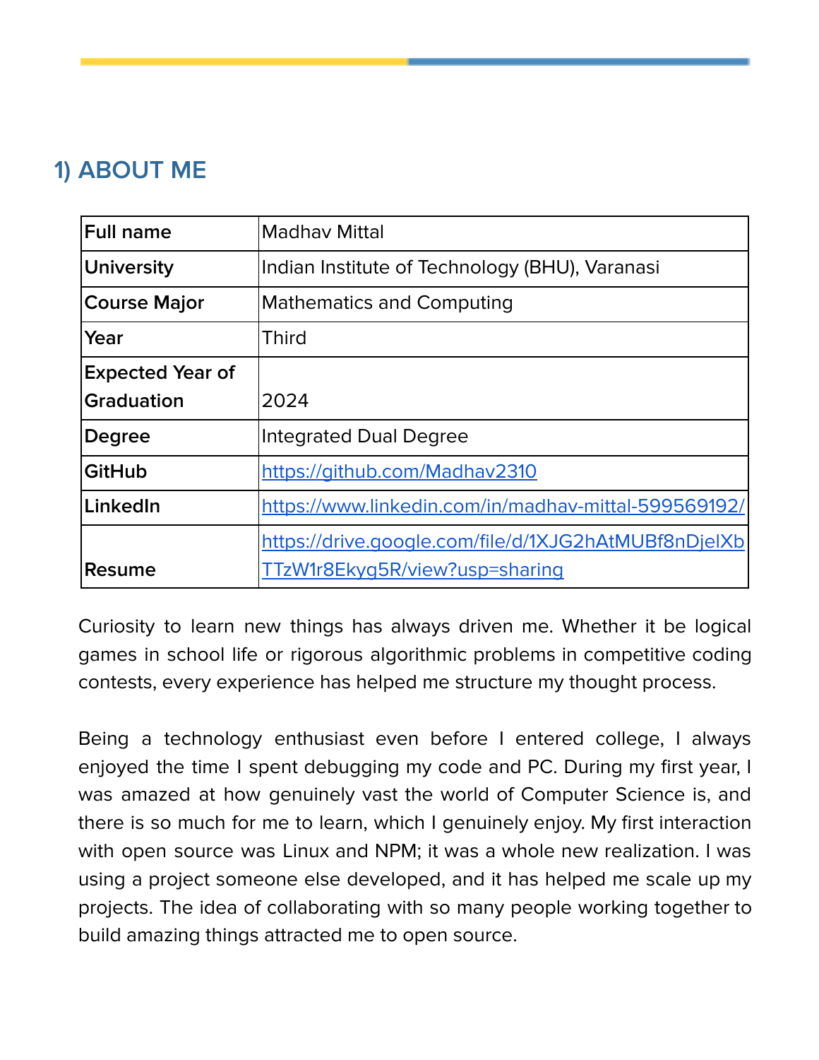## 1) ABOUT ME

| **Full name** | Madhav Mittal |
|---|---|
| **University** | Indian Institute of Technology (BHU), Varanasi |
| **Course Major** | Mathematics and Computing |
| **Year** | Third |
| **Expected Year of Graduation** | 2024 |
| **Degree** | Integrated Dual Degree |
| **GitHub** | https://github.com/Madhav2310 |
| **LinkedIn** | https://www.linkedin.com/in/madhav-mittal-599569192/ |
| **Resume** | https://drive.google.com/file/d/1XJG2hAtMUBf8nDjelXbTTzW1r8Ekyg5R/view?usp=sharing |

Curiosity to learn new things has always driven me. Whether it be logical games in school life or rigorous algorithmic problems in competitive coding contests, every experience has helped me structure my thought process.

Being a technology enthusiast even before I entered college, I always enjoyed the time I spent debugging my code and PC. During my first year, I was amazed at how genuinely vast the world of Computer Science is, and there is so much for me to learn, which I genuinely enjoy. My first interaction with open source was Linux and NPM; it was a whole new realization. I was using a project someone else developed, and it has helped me scale up my projects. The idea of collaborating with so many people working together to build amazing things attracted me to open source.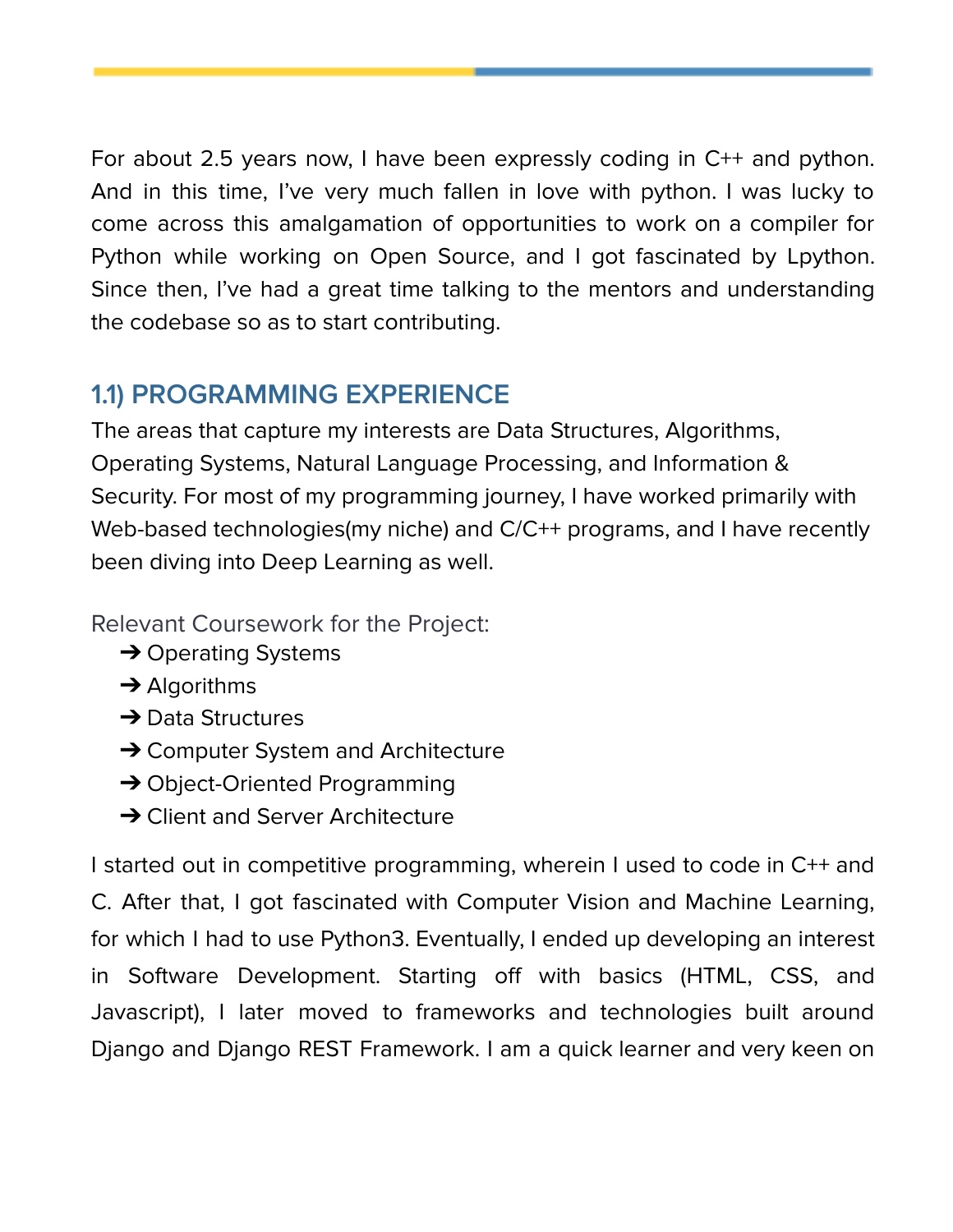For about 2.5 years now, I have been expressly coding in C++ and python. And in this time, I've very much fallen in love with python. I was lucky to come across this amalgamation of opportunities to work on a compiler for Python while working on Open Source, and I got fascinated by Lpython. Since then, I've had a great time talking to the mentors and understanding the codebase so as to start contributing.

## 1.1) PROGRAMMING EXPERIENCE

The areas that capture my interests are Data Structures, Algorithms, Operating Systems, Natural Language Processing, and Information & Security. For most of my programming journey, I have worked primarily with Web-based technologies(my niche) and C/C++ programs, and I have recently been diving into Deep Learning as well.

Relevant Coursework for the Project:

- ➔ Operating Systems
- ➔ Algorithms
- ➔ Data Structures
- ➔ Computer System and Architecture
- ➔ Object-Oriented Programming
- ➔ Client and Server Architecture

I started out in competitive programming, wherein I used to code in C++ and C. After that, I got fascinated with Computer Vision and Machine Learning, for which I had to use Python3. Eventually, I ended up developing an interest in Software Development. Starting off with basics (HTML, CSS, and Javascript), I later moved to frameworks and technologies built around Django and Django REST Framework. I am a quick learner and very keen on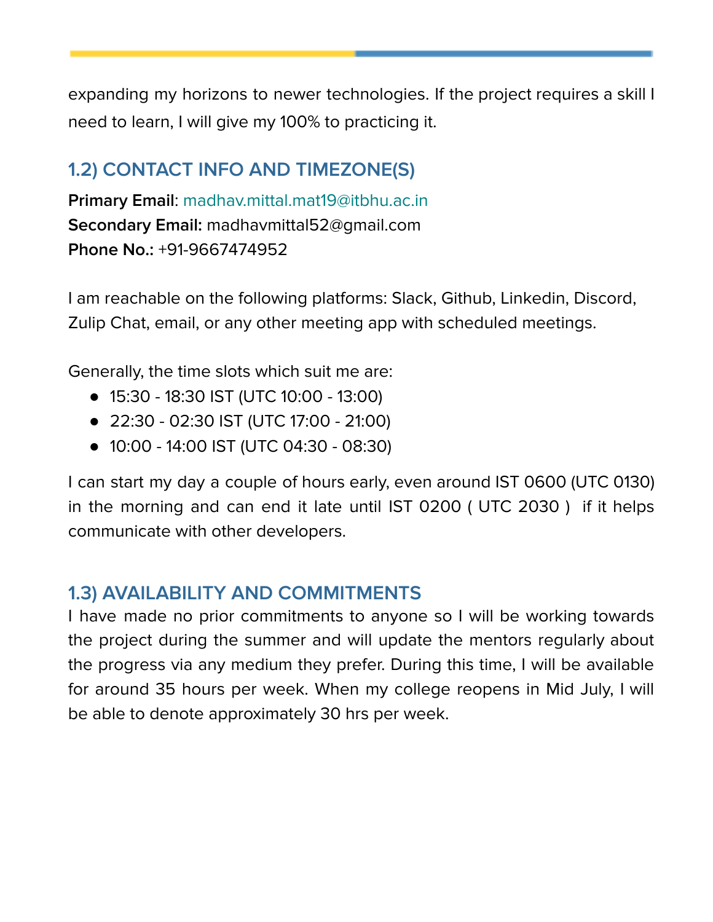expanding my horizons to newer technologies. If the project requires a skill I need to learn, I will give my 100% to practicing it.

### 1.2) CONTACT INFO AND TIMEZONE(S)

**Primary Email**: madhav.mittal.mat19@itbhu.ac.in
**Secondary Email:** madhavmittal52@gmail.com
**Phone No.:** +91-9667474952

I am reachable on the following platforms: Slack, Github, Linkedin, Discord, Zulip Chat, email, or any other meeting app with scheduled meetings.

Generally, the time slots which suit me are:

- 15:30 - 18:30 IST (UTC 10:00 - 13:00)
- 22:30 - 02:30 IST (UTC 17:00 - 21:00)
- 10:00 - 14:00 IST (UTC 04:30 - 08:30)

I can start my day a couple of hours early, even around IST 0600 (UTC 0130) in the morning and can end it late until IST 0200 ( UTC 2030 ) if it helps communicate with other developers.

### 1.3) AVAILABILITY AND COMMITMENTS

I have made no prior commitments to anyone so I will be working towards the project during the summer and will update the mentors regularly about the progress via any medium they prefer. During this time, I will be available for around 35 hours per week. When my college reopens in Mid July, I will be able to denote approximately 30 hrs per week.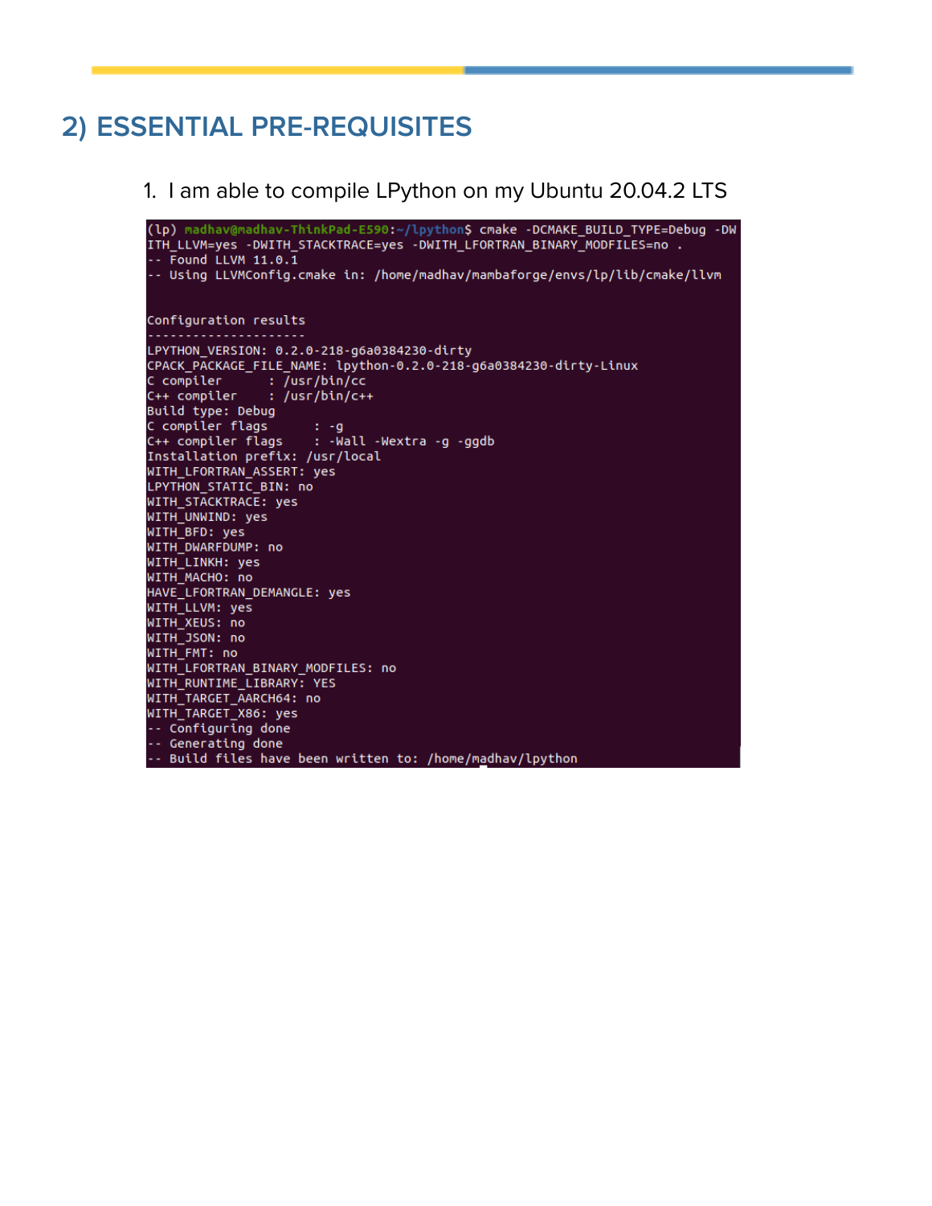## 2) ESSENTIAL PRE-REQUISITES

1. I am able to compile LPython on my Ubuntu 20.04.2 LTS

```
(lp) madhav@madhav-ThinkPad-E590:~/lpython$ cmake -DCMAKE_BUILD_TYPE=Debug -DWITH_LLVM=yes -DWITH_STACKTRACE=yes -DWITH_LFORTRAN_BINARY_MODFILES=no .
-- Found LLVM 11.0.1
-- Using LLVMConfig.cmake in: /home/madhav/mambaforge/envs/lp/lib/cmake/llvm


Configuration results
---------------------
LPYTHON_VERSION: 0.2.0-218-g6a0384230-dirty
CPACK_PACKAGE_FILE_NAME: lpython-0.2.0-218-g6a0384230-dirty-Linux
C compiler      : /usr/bin/cc
C++ compiler    : /usr/bin/c++
Build type: Debug
C compiler flags      : -g
C++ compiler flags    : -Wall -Wextra -g -ggdb
Installation prefix: /usr/local
WITH_LFORTRAN_ASSERT: yes
LPYTHON_STATIC_BIN: no
WITH_STACKTRACE: yes
WITH_UNWIND: yes
WITH_BFD: yes
WITH_DWARFDUMP: no
WITH_LINKH: yes
WITH_MACHO: no
HAVE_LFORTRAN_DEMANGLE: yes
WITH_LLVM: yes
WITH_XEUS: no
WITH_JSON: no
WITH_FMT: no
WITH_LFORTRAN_BINARY_MODFILES: no
WITH_RUNTIME_LIBRARY: YES
WITH_TARGET_AARCH64: no
WITH_TARGET_X86: yes
-- Configuring done
-- Generating done
-- Build files have been written to: /home/madhav/lpython
```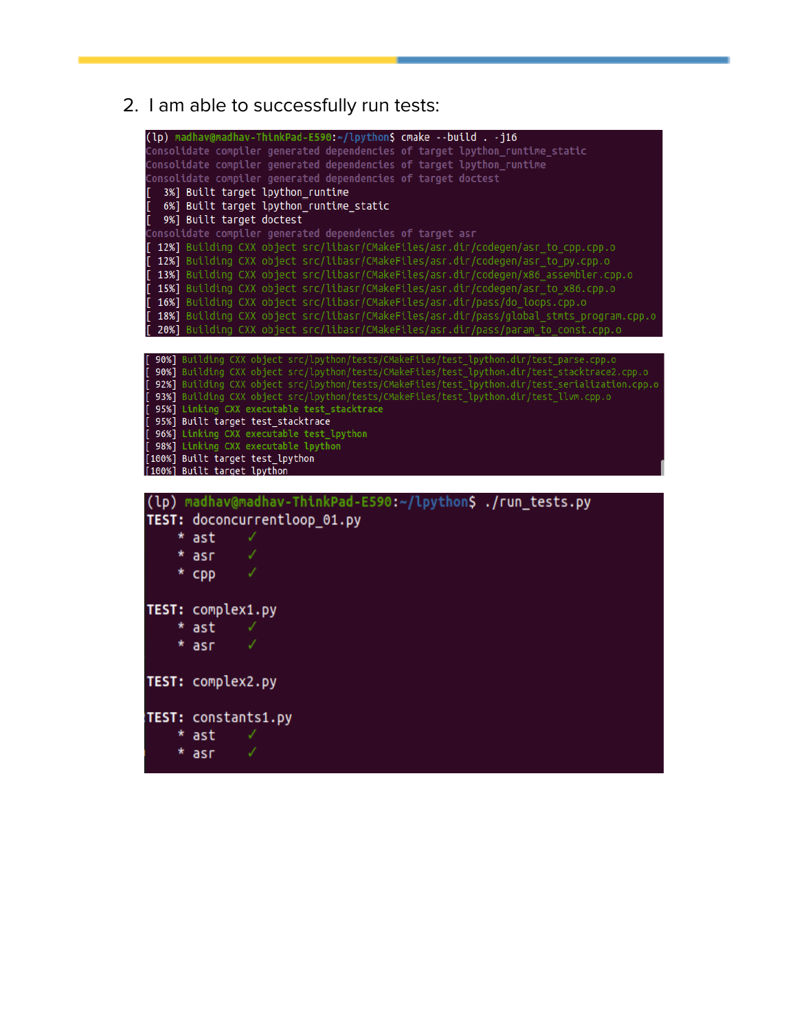2. I am able to successfully run tests:

```
(lp) madhav@madhav-ThinkPad-E590:~/lpython$ cmake --build . -j16
Consolidate compiler generated dependencies of target lpython_runtime_static
Consolidate compiler generated dependencies of target lpython_runtime
Consolidate compiler generated dependencies of target doctest
[  3%] Built target lpython_runtime
[  6%] Built target lpython_runtime_static
[  9%] Built target doctest
Consolidate compiler generated dependencies of target asr
[ 12%] Building CXX object src/libasr/CMakeFiles/asr.dir/codegen/asr_to_cpp.cpp.o
[ 12%] Building CXX object src/libasr/CMakeFiles/asr.dir/codegen/asr_to_py.cpp.o
[ 13%] Building CXX object src/libasr/CMakeFiles/asr.dir/codegen/x86_assembler.cpp.o
[ 15%] Building CXX object src/libasr/CMakeFiles/asr.dir/codegen/asr_to_x86.cpp.o
[ 16%] Building CXX object src/libasr/CMakeFiles/asr.dir/pass/do_loops.cpp.o
[ 18%] Building CXX object src/libasr/CMakeFiles/asr.dir/pass/global_stmts_program.cpp.o
[ 20%] Building CXX object src/libasr/CMakeFiles/asr.dir/pass/param_to_const.cpp.o
```

```
[ 90%] Building CXX object src/lpython/tests/CMakeFiles/test_lpython.dir/test_parse.cpp.o
[ 90%] Building CXX object src/lpython/tests/CMakeFiles/test_lpython.dir/test_stacktrace2.cpp.o
[ 92%] Building CXX object src/lpython/tests/CMakeFiles/test_lpython.dir/test_serialization.cpp.o
[ 93%] Building CXX object src/lpython/tests/CMakeFiles/test_lpython.dir/test_llvm.cpp.o
[ 95%] Linking CXX executable test_stacktrace
[ 95%] Built target test_stacktrace
[ 96%] Linking CXX executable test_lpython
[ 98%] Linking CXX executable lpython
[100%] Built target test_lpython
[100%] Built target lpython
```

```
(lp) madhav@madhav-ThinkPad-E590:~/lpython$ ./run_tests.py
TEST: doconcurrentloop_01.py
    * ast    ✓
    * asr    ✓
    * cpp    ✓

TEST: complex1.py
    * ast    ✓
    * asr    ✓

TEST: complex2.py

TEST: constants1.py
    * ast    ✓
    * asr    ✓
```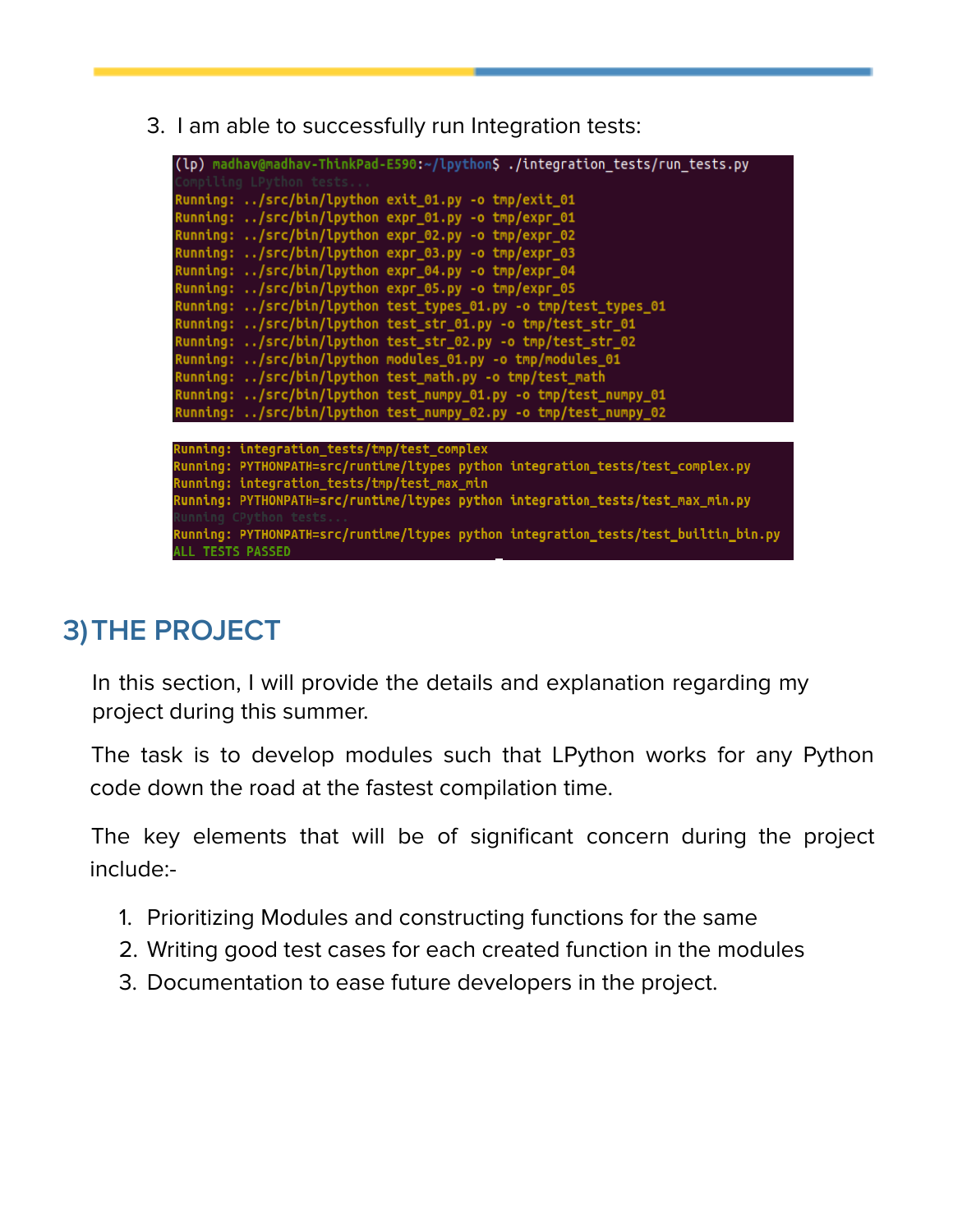3. I am able to successfully run Integration tests:

```
(lp) madhav@madhav-ThinkPad-E590:~/lpython$ ./integration_tests/run_tests.py
Compiling LPython tests...
Running: ../src/bin/lpython exit_01.py -o tmp/exit_01
Running: ../src/bin/lpython expr_01.py -o tmp/expr_01
Running: ../src/bin/lpython expr_02.py -o tmp/expr_02
Running: ../src/bin/lpython expr_03.py -o tmp/expr_03
Running: ../src/bin/lpython expr_04.py -o tmp/expr_04
Running: ../src/bin/lpython expr_05.py -o tmp/expr_05
Running: ../src/bin/lpython test_types_01.py -o tmp/test_types_01
Running: ../src/bin/lpython test_str_01.py -o tmp/test_str_01
Running: ../src/bin/lpython test_str_02.py -o tmp/test_str_02
Running: ../src/bin/lpython modules_01.py -o tmp/modules_01
Running: ../src/bin/lpython test_math.py -o tmp/test_math
Running: ../src/bin/lpython test_numpy_01.py -o tmp/test_numpy_01
Running: ../src/bin/lpython test_numpy_02.py -o tmp/test_numpy_02
```

```
Running: integration_tests/tmp/test_complex
Running: PYTHONPATH=src/runtime/ltypes python integration_tests/test_complex.py
Running: integration_tests/tmp/test_max_min
Running: PYTHONPATH=src/runtime/ltypes python integration_tests/test_max_min.py
Running CPython tests...
Running: PYTHONPATH=src/runtime/ltypes python integration_tests/test_builtin_bin.py
ALL TESTS PASSED
```

## 3) THE PROJECT

In this section, I will provide the details and explanation regarding my project during this summer.

The task is to develop modules such that LPython works for any Python code down the road at the fastest compilation time.

The key elements that will be of significant concern during the project include:-

1. Prioritizing Modules and constructing functions for the same
2. Writing good test cases for each created function in the modules
3. Documentation to ease future developers in the project.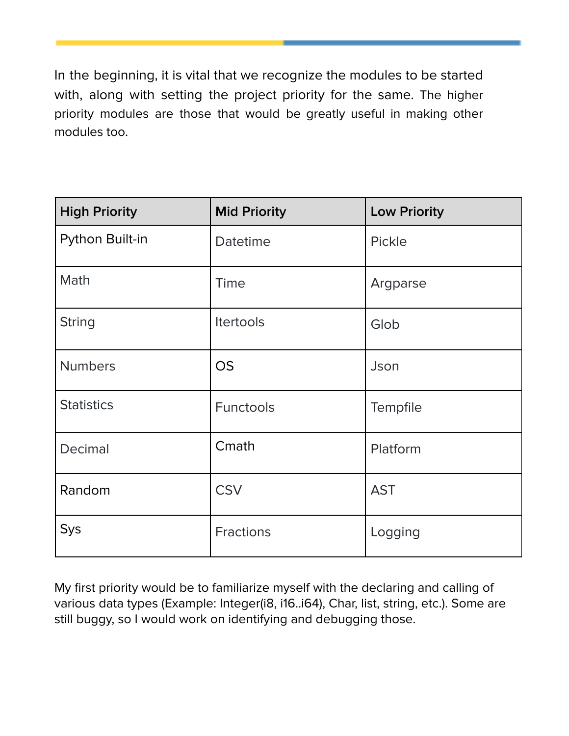In the beginning, it is vital that we recognize the modules to be started with, along with setting the project priority for the same. The higher priority modules are those that would be greatly useful in making other modules too.

| High Priority | Mid Priority | Low Priority |
| --- | --- | --- |
| Python Built-in | Datetime | Pickle |
| Math | Time | Argparse |
| String | Itertools | Glob |
| Numbers | OS | Json |
| Statistics | Functools | Tempfile |
| Decimal | Cmath | Platform |
| Random | CSV | AST |
| Sys | Fractions | Logging |

My first priority would be to familiarize myself with the declaring and calling of various data types (Example: Integer(i8, i16..i64), Char, list, string, etc.). Some are still buggy, so I would work on identifying and debugging those.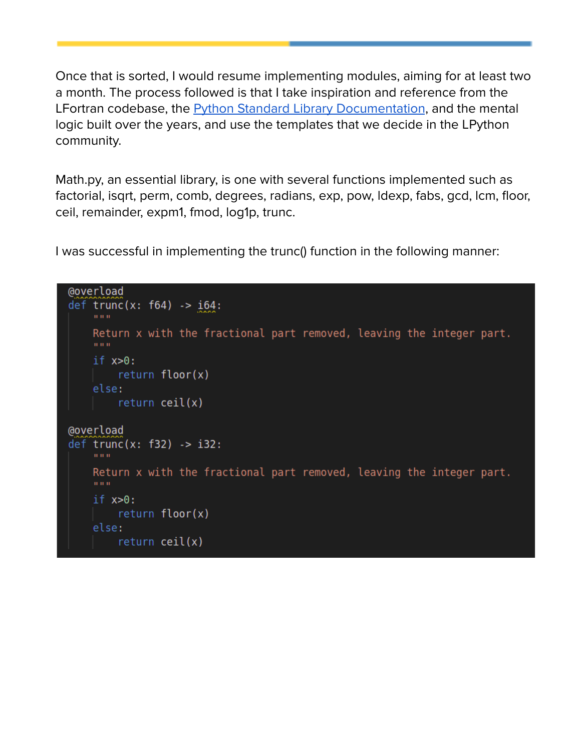Once that is sorted, I would resume implementing modules, aiming for at least two a month. The process followed is that I take inspiration and reference from the LFortran codebase, the [Python Standard Library Documentation](), and the mental logic built over the years, and use the templates that we decide in the LPython community.

Math.py, an essential library, is one with several functions implemented such as factorial, isqrt, perm, comb, degrees, radians, exp, pow, ldexp, fabs, gcd, lcm, floor, ceil, remainder, expm1, fmod, log1p, trunc.

I was successful in implementing the trunc() function in the following manner:

```python
@overload
def trunc(x: f64) -> i64:
    """
    Return x with the fractional part removed, leaving the integer part.
    """
    if x>0:
        return floor(x)
    else:
        return ceil(x)

@overload
def trunc(x: f32) -> i32:
    """
    Return x with the fractional part removed, leaving the integer part.
    """
    if x>0:
        return floor(x)
    else:
        return ceil(x)
```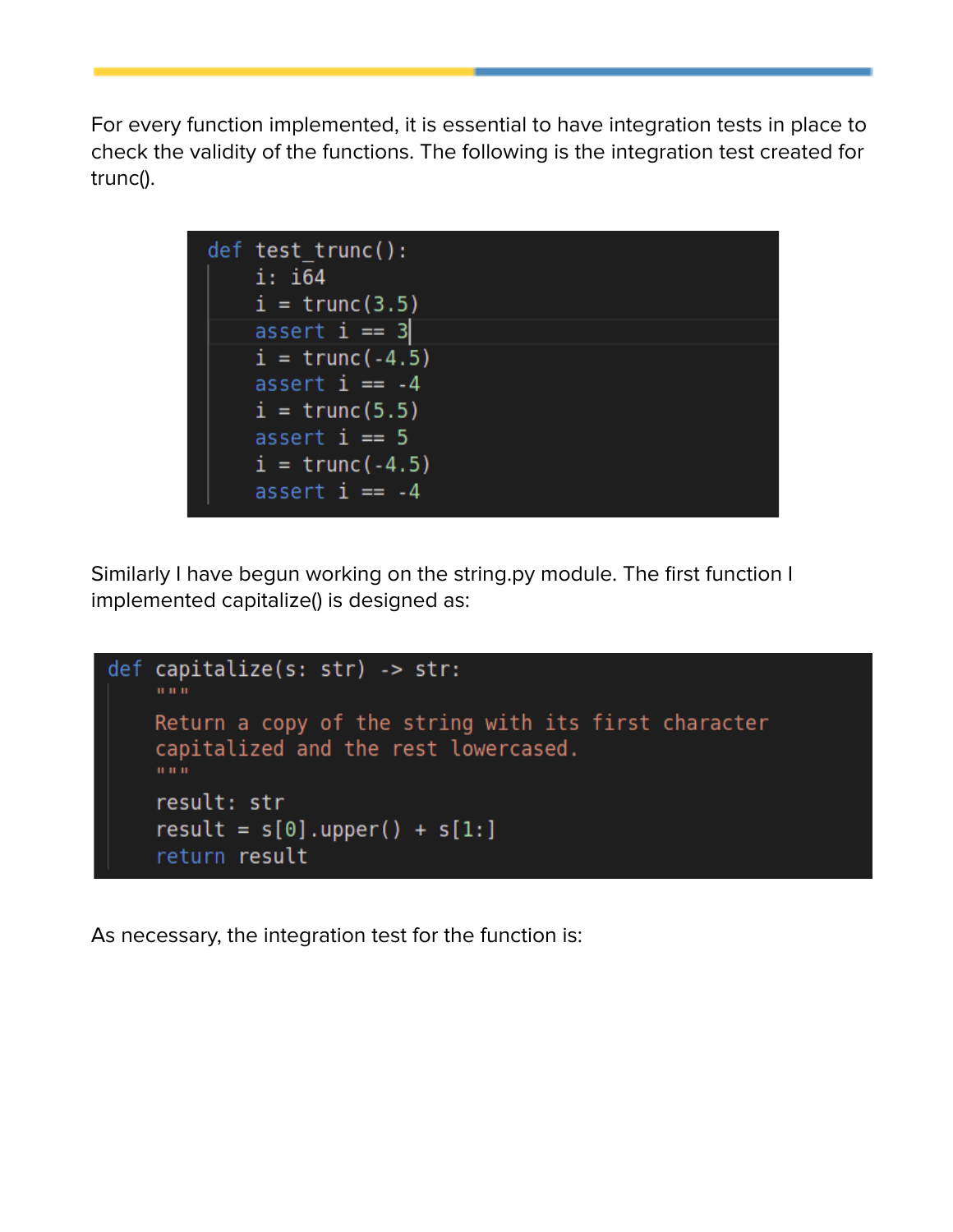For every function implemented, it is essential to have integration tests in place to check the validity of the functions. The following is the integration test created for trunc().

```python
def test_trunc():
    i: i64
    i = trunc(3.5)
    assert i == 3
    i = trunc(-4.5)
    assert i == -4
    i = trunc(5.5)
    assert i == 5
    i = trunc(-4.5)
    assert i == -4
```

Similarly I have begun working on the string.py module. The first function I implemented capitalize() is designed as:

```python
def capitalize(s: str) -> str:
    """
    Return a copy of the string with its first character
    capitalized and the rest lowercased.
    """
    result: str
    result = s[0].upper() + s[1:]
    return result
```

As necessary, the integration test for the function is: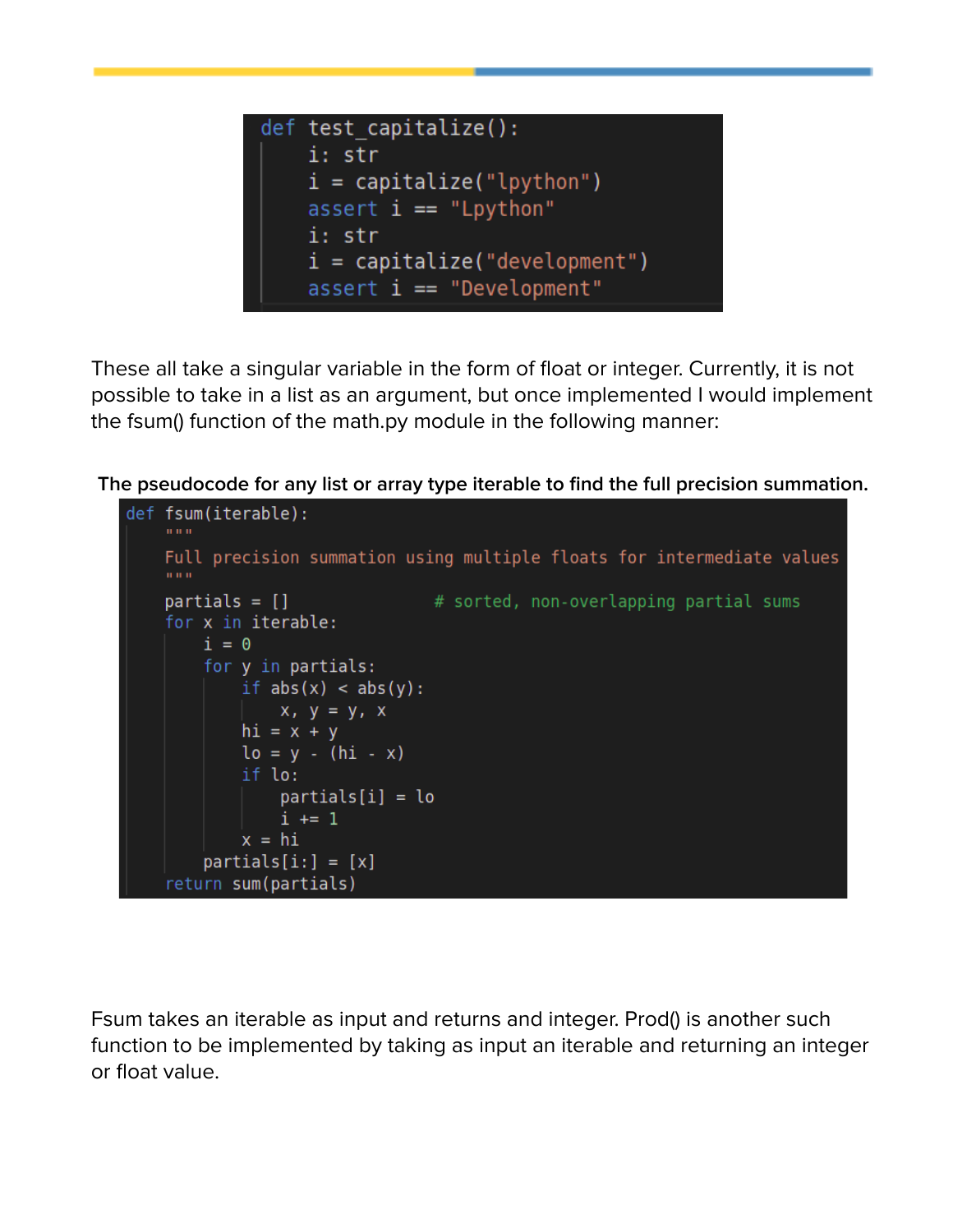```python
def test_capitalize():
    i: str
    i = capitalize("lpython")
    assert i == "Lpython"
    i: str
    i = capitalize("development")
    assert i == "Development"
```

These all take a singular variable in the form of float or integer. Currently, it is not possible to take in a list as an argument, but once implemented I would implement the fsum() function of the math.py module in the following manner:

**The pseudocode for any list or array type iterable to find the full precision summation.**

```python
def fsum(iterable):
    """
    Full precision summation using multiple floats for intermediate values
    """
    partials = []               # sorted, non-overlapping partial sums
    for x in iterable:
        i = 0
        for y in partials:
            if abs(x) < abs(y):
                x, y = y, x
            hi = x + y
            lo = y - (hi - x)
            if lo:
                partials[i] = lo
                i += 1
            x = hi
        partials[i:] = [x]
    return sum(partials)
```

Fsum takes an iterable as input and returns and integer. Prod() is another such function to be implemented by taking as input an iterable and returning an integer or float value.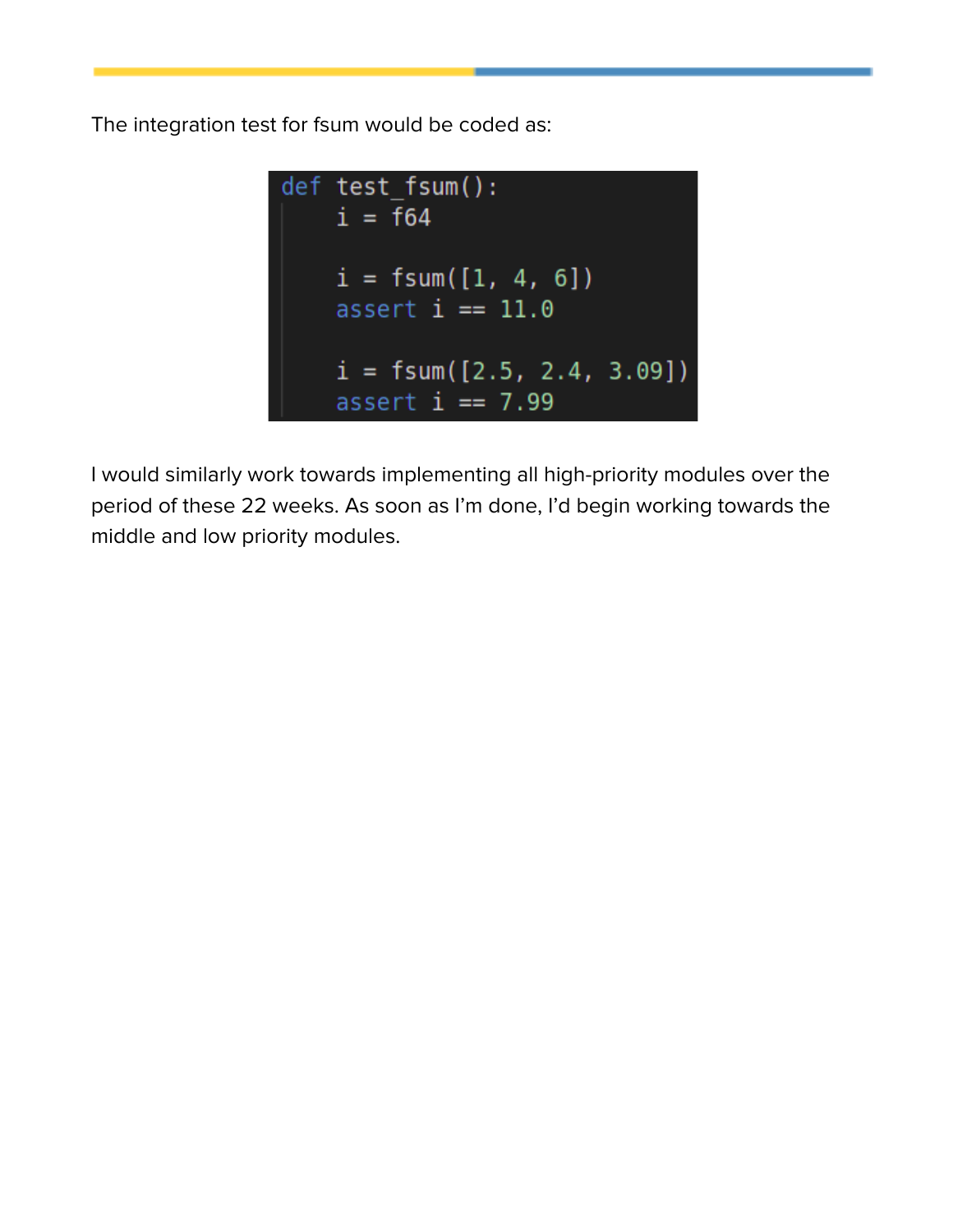The integration test for fsum would be coded as:

```
def test_fsum():
    i = f64

    i = fsum([1, 4, 6])
    assert i == 11.0

    i = fsum([2.5, 2.4, 3.09])
    assert i == 7.99
```

I would similarly work towards implementing all high-priority modules over the period of these 22 weeks. As soon as I'm done, I'd begin working towards the middle and low priority modules.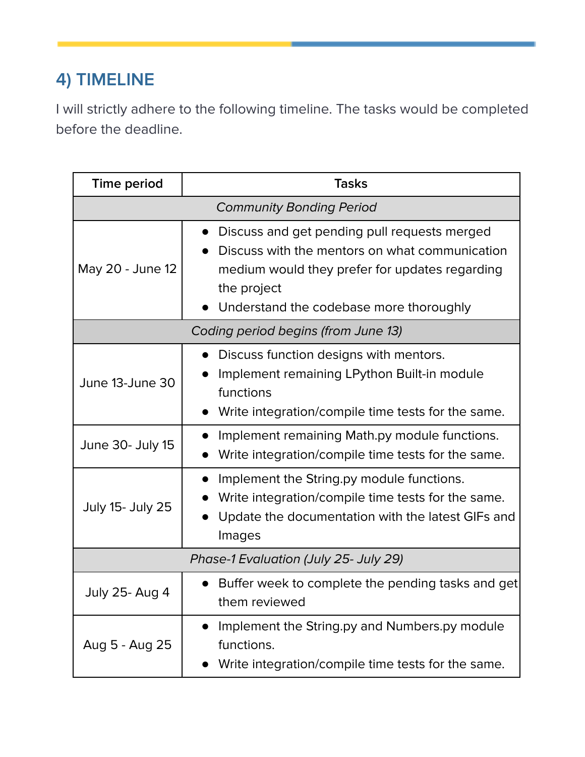## 4) TIMELINE

I will strictly adhere to the following timeline. The tasks would be completed before the deadline.

| Time period | Tasks |
| --- | --- |
| *Community Bonding Period* | |
| May 20 - June 12 | • Discuss and get pending pull requests merged<br>• Discuss with the mentors on what communication medium would they prefer for updates regarding the project<br>• Understand the codebase more thoroughly |
| *Coding period begins (from June 13)* | |
| June 13-June 30 | • Discuss function designs with mentors.<br>• Implement remaining LPython Built-in module functions<br>• Write integration/compile time tests for the same. |
| June 30- July 15 | • Implement remaining Math.py module functions.<br>• Write integration/compile time tests for the same. |
| July 15- July 25 | • Implement the String.py module functions.<br>• Write integration/compile time tests for the same.<br>• Update the documentation with the latest GIFs and Images |
| *Phase-1 Evaluation (July 25- July 29)* | |
| July 25- Aug 4 | • Buffer week to complete the pending tasks and get them reviewed |
| Aug 5 - Aug 25 | • Implement the String.py and Numbers.py module functions.<br>• Write integration/compile time tests for the same. |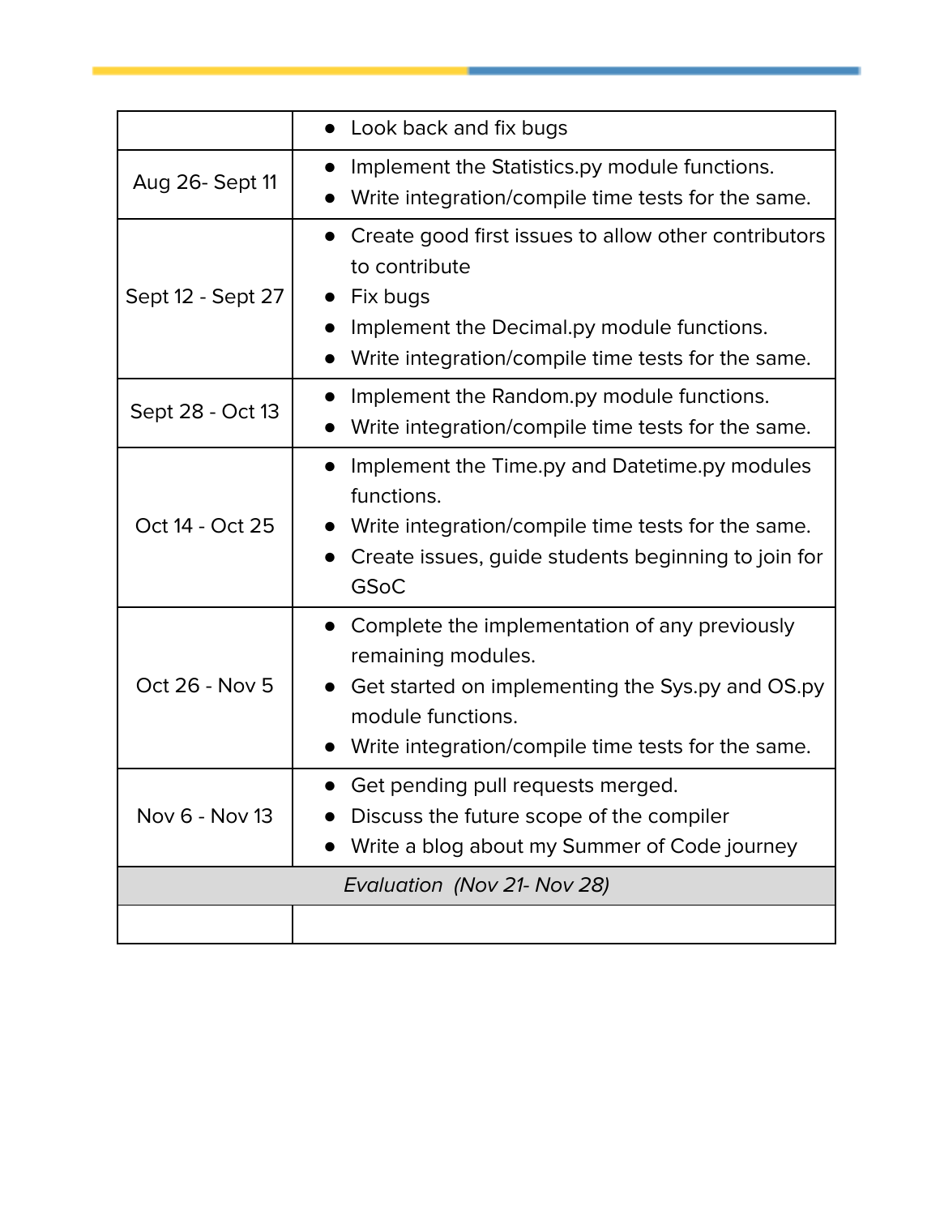| | |
|---|---|
| | • Look back and fix bugs |
| Aug 26- Sept 11 | • Implement the Statistics.py module functions.<br>• Write integration/compile time tests for the same. |
| Sept 12 - Sept 27 | • Create good first issues to allow other contributors to contribute<br>• Fix bugs<br>• Implement the Decimal.py module functions.<br>• Write integration/compile time tests for the same. |
| Sept 28 - Oct 13 | • Implement the Random.py module functions.<br>• Write integration/compile time tests for the same. |
| Oct 14 - Oct 25 | • Implement the Time.py and Datetime.py modules functions.<br>• Write integration/compile time tests for the same.<br>• Create issues, guide students beginning to join for GSoC |
| Oct 26 - Nov 5 | • Complete the implementation of any previously remaining modules.<br>• Get started on implementing the Sys.py and OS.py module functions.<br>• Write integration/compile time tests for the same. |
| Nov 6 - Nov 13 | • Get pending pull requests merged.<br>• Discuss the future scope of the compiler<br>• Write a blog about my Summer of Code journey |
| *Evaluation (Nov 21- Nov 28)* | |
| | |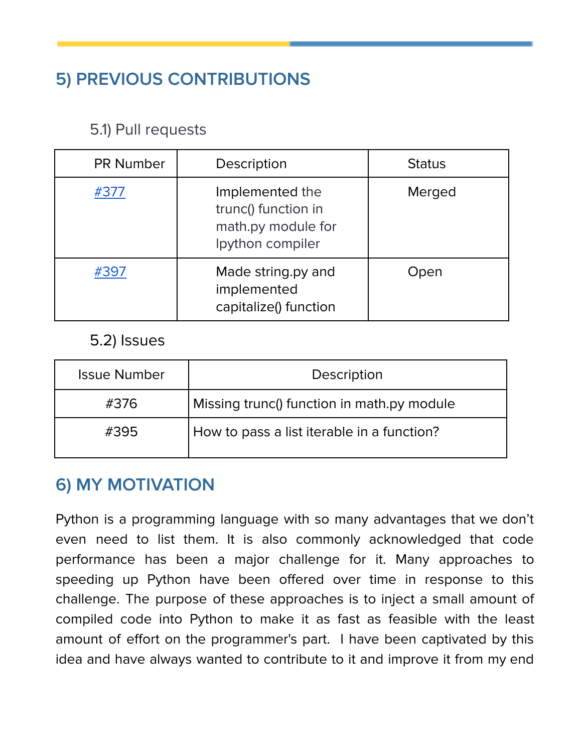## 5) PREVIOUS CONTRIBUTIONS

### 5.1) Pull requests

| PR Number | Description | Status |
|---|---|---|
| #377 | Implemented the trunc() function in math.py module for lpython compiler | Merged |
| #397 | Made string.py and implemented capitalize() function | Open |

### 5.2) Issues

| Issue Number | Description |
|---|---|
| #376 | Missing trunc() function in math.py module |
| #395 | How to pass a list iterable in a function? |

## 6) MY MOTIVATION

Python is a programming language with so many advantages that we don't even need to list them. It is also commonly acknowledged that code performance has been a major challenge for it. Many approaches to speeding up Python have been offered over time in response to this challenge. The purpose of these approaches is to inject a small amount of compiled code into Python to make it as fast as feasible with the least amount of effort on the programmer's part. I have been captivated by this idea and have always wanted to contribute to it and improve it from my end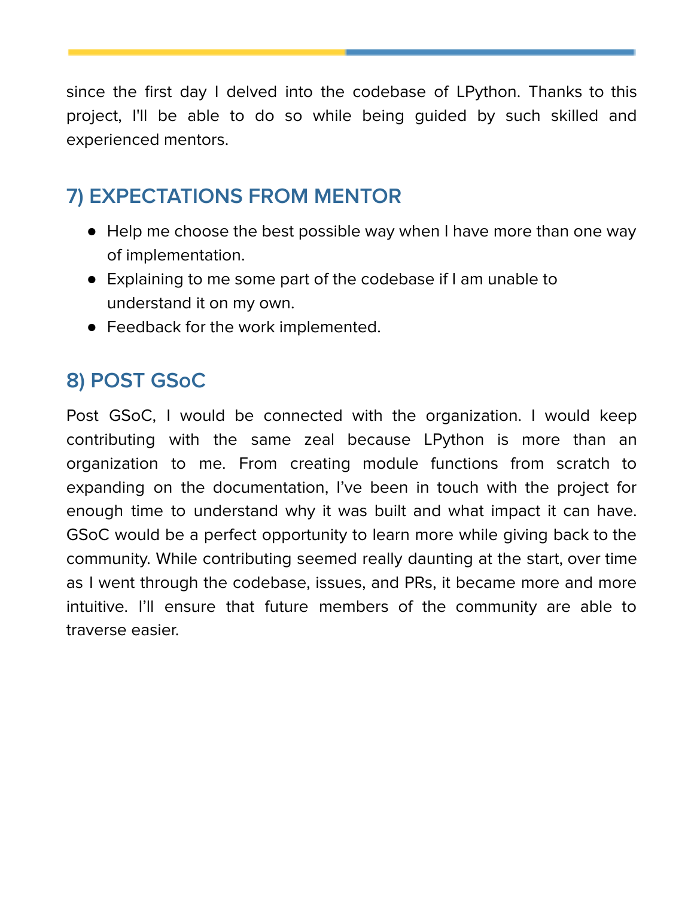since the first day I delved into the codebase of LPython. Thanks to this project, I'll be able to do so while being guided by such skilled and experienced mentors.

## 7) EXPECTATIONS FROM MENTOR

- Help me choose the best possible way when I have more than one way of implementation.
- Explaining to me some part of the codebase if I am unable to understand it on my own.
- Feedback for the work implemented.

## 8) POST GSoC

Post GSoC, I would be connected with the organization. I would keep contributing with the same zeal because LPython is more than an organization to me. From creating module functions from scratch to expanding on the documentation, I've been in touch with the project for enough time to understand why it was built and what impact it can have. GSoC would be a perfect opportunity to learn more while giving back to the community. While contributing seemed really daunting at the start, over time as I went through the codebase, issues, and PRs, it became more and more intuitive. I'll ensure that future members of the community are able to traverse easier.